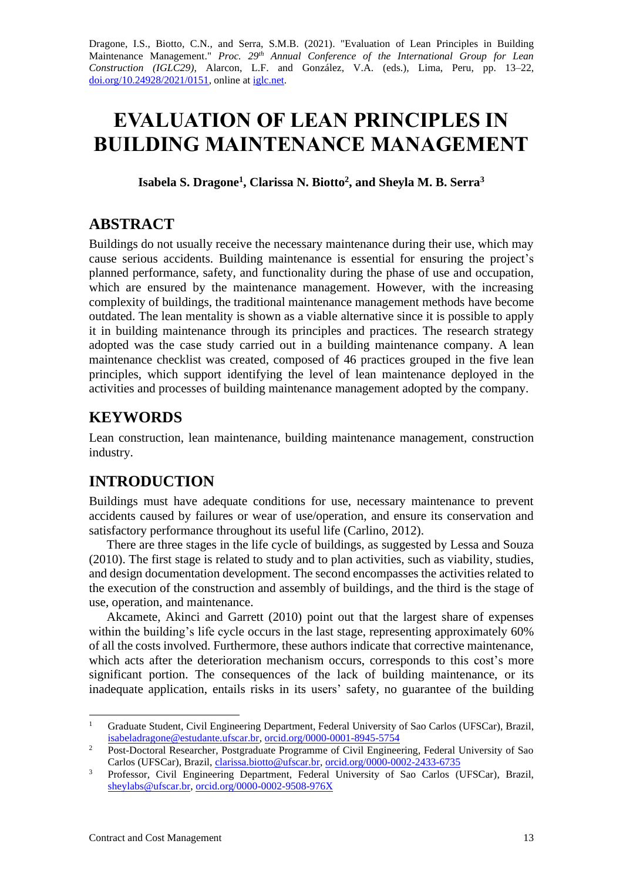Dragone, I.S., Biotto, C.N., and Serra, S.M.B. (2021). "Evaluation of Lean Principles in Building Maintenance Management." *Proc. 29th Annual Conference of the International Group for Lean Construction (IGLC29)*, Alarcon, L.F. and González, V.A. (eds.), Lima, Peru, pp. 13–22, doi.org/10.24928/2021/0151, online at iglc.net.

# EVALUATION OF LEAN PRINCIPLES IN BUILDING MAINTENANCE MANAGEMENT

**Isabela S. Dragone[1], Clarissa N. Biotto[2], and Sheyla M. B. Serra[3]**

## ABSTRACT

Buildings do not usually receive the necessary maintenance during their use, which may cause serious accidents. Building maintenance is essential for ensuring the project's planned performance, safety, and functionality during the phase of use and occupation, which are ensured by the maintenance management. However, with the increasing complexity of buildings, the traditional maintenance management methods have become outdated. The lean mentality is shown as a viable alternative since it is possible to apply it in building maintenance through its principles and practices. The research strategy adopted was the case study carried out in a building maintenance company. A lean maintenance checklist was created, composed of 46 practices grouped in the five lean principles, which support identifying the level of lean maintenance deployed in the activities and processes of building maintenance management adopted by the company.

## KEYWORDS

Lean construction, lean maintenance, building maintenance management, construction industry.

## INTRODUCTION

Buildings must have adequate conditions for use, necessary maintenance to prevent accidents caused by failures or wear of use/operation, and ensure its conservation and satisfactory performance throughout its useful life (Carlino, 2012).

There are three stages in the life cycle of buildings, as suggested by Lessa and Souza (2010). The first stage is related to study and to plan activities, such as viability, studies, and design documentation development. The second encompasses the activities related to the execution of the construction and assembly of buildings, and the third is the stage of use, operation, and maintenance.

Akcamete, Akinci and Garrett (2010) point out that the largest share of expenses within the building's life cycle occurs in the last stage, representing approximately 60% of all the costs involved. Furthermore, these authors indicate that corrective maintenance, which acts after the deterioration mechanism occurs, corresponds to this cost's more significant portion. The consequences of the lack of building maintenance, or its inadequate application, entails risks in its users' safety, no guarantee of the building

---

[1] Graduate Student, Civil Engineering Department, Federal University of Sao Carlos (UFSCar), Brazil, isabeladragone@estudante.ufscar.br, orcid.org/0000-0001-8945-5754

[2] Post-Doctoral Researcher, Postgraduate Programme of Civil Engineering, Federal University of Sao Carlos (UFSCar), Brazil, clarissa.biotto@ufscar.br, orcid.org/0000-0002-2433-6735

[3] Professor, Civil Engineering Department, Federal University of Sao Carlos (UFSCar), Brazil, sheylabs@ufscar.br, orcid.org/0000-0002-9508-976X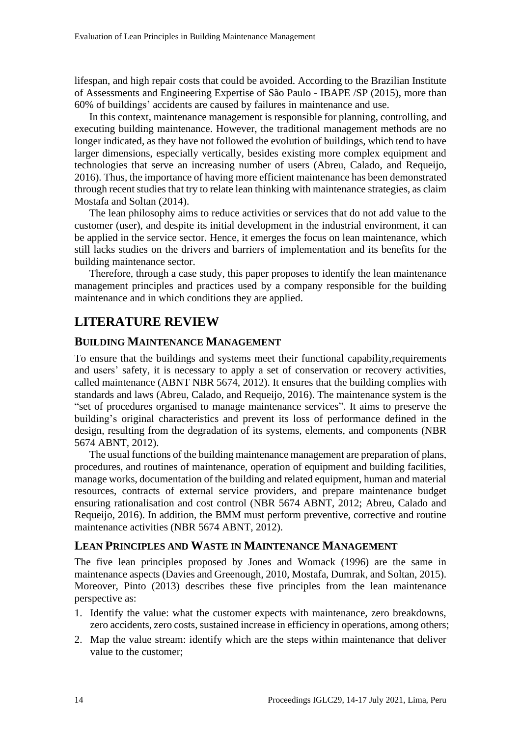lifespan, and high repair costs that could be avoided. According to the Brazilian Institute of Assessments and Engineering Expertise of São Paulo - IBAPE /SP (2015), more than 60% of buildings' accidents are caused by failures in maintenance and use.

In this context, maintenance management is responsible for planning, controlling, and executing building maintenance. However, the traditional management methods are no longer indicated, as they have not followed the evolution of buildings, which tend to have larger dimensions, especially vertically, besides existing more complex equipment and technologies that serve an increasing number of users (Abreu, Calado, and Requeijo, 2016). Thus, the importance of having more efficient maintenance has been demonstrated through recent studies that try to relate lean thinking with maintenance strategies, as claim Mostafa and Soltan (2014).

The lean philosophy aims to reduce activities or services that do not add value to the customer (user), and despite its initial development in the industrial environment, it can be applied in the service sector. Hence, it emerges the focus on lean maintenance, which still lacks studies on the drivers and barriers of implementation and its benefits for the building maintenance sector.

Therefore, through a case study, this paper proposes to identify the lean maintenance management principles and practices used by a company responsible for the building maintenance and in which conditions they are applied.

# LITERATURE REVIEW

## BUILDING MAINTENANCE MANAGEMENT

To ensure that the buildings and systems meet their functional capability,requirements and users' safety, it is necessary to apply a set of conservation or recovery activities, called maintenance (ABNT NBR 5674, 2012). It ensures that the building complies with standards and laws (Abreu, Calado, and Requeijo, 2016). The maintenance system is the "set of procedures organised to manage maintenance services". It aims to preserve the building's original characteristics and prevent its loss of performance defined in the design, resulting from the degradation of its systems, elements, and components (NBR 5674 ABNT, 2012).

The usual functions of the building maintenance management are preparation of plans, procedures, and routines of maintenance, operation of equipment and building facilities, manage works, documentation of the building and related equipment, human and material resources, contracts of external service providers, and prepare maintenance budget ensuring rationalisation and cost control (NBR 5674 ABNT, 2012; Abreu, Calado and Requeijo, 2016). In addition, the BMM must perform preventive, corrective and routine maintenance activities (NBR 5674 ABNT, 2012).

## LEAN PRINCIPLES AND WASTE IN MAINTENANCE MANAGEMENT

The five lean principles proposed by Jones and Womack (1996) are the same in maintenance aspects (Davies and Greenough, 2010, Mostafa, Dumrak, and Soltan, 2015). Moreover, Pinto (2013) describes these five principles from the lean maintenance perspective as:

1. Identify the value: what the customer expects with maintenance, zero breakdowns, zero accidents, zero costs, sustained increase in efficiency in operations, among others;
2. Map the value stream: identify which are the steps within maintenance that deliver value to the customer;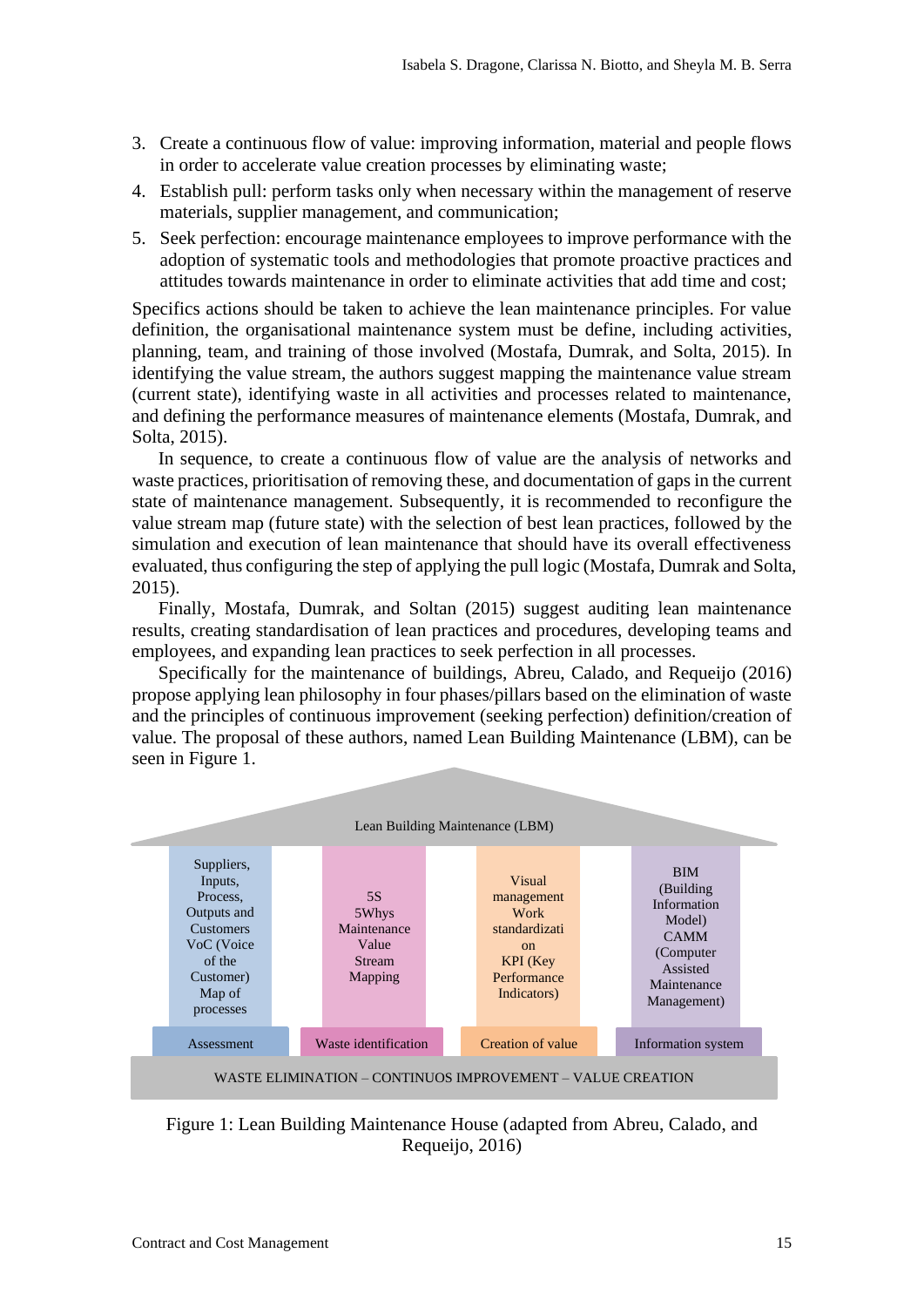3. Create a continuous flow of value: improving information, material and people flows in order to accelerate value creation processes by eliminating waste;
4. Establish pull: perform tasks only when necessary within the management of reserve materials, supplier management, and communication;
5. Seek perfection: encourage maintenance employees to improve performance with the adoption of systematic tools and methodologies that promote proactive practices and attitudes towards maintenance in order to eliminate activities that add time and cost;

Specifics actions should be taken to achieve the lean maintenance principles. For value definition, the organisational maintenance system must be define, including activities, planning, team, and training of those involved (Mostafa, Dumrak, and Solta, 2015). In identifying the value stream, the authors suggest mapping the maintenance value stream (current state), identifying waste in all activities and processes related to maintenance, and defining the performance measures of maintenance elements (Mostafa, Dumrak, and Solta, 2015).

In sequence, to create a continuous flow of value are the analysis of networks and waste practices, prioritisation of removing these, and documentation of gaps in the current state of maintenance management. Subsequently, it is recommended to reconfigure the value stream map (future state) with the selection of best lean practices, followed by the simulation and execution of lean maintenance that should have its overall effectiveness evaluated, thus configuring the step of applying the pull logic (Mostafa, Dumrak and Solta, 2015).

Finally, Mostafa, Dumrak, and Soltan (2015) suggest auditing lean maintenance results, creating standardisation of lean practices and procedures, developing teams and employees, and expanding lean practices to seek perfection in all processes.

Specifically for the maintenance of buildings, Abreu, Calado, and Requeijo (2016) propose applying lean philosophy in four phases/pillars based on the elimination of waste and the principles of continuous improvement (seeking perfection) definition/creation of value. The proposal of these authors, named Lean Building Maintenance (LBM), can be seen in Figure 1.

**Lean Building Maintenance (LBM)**

| Assessment | Waste identification | Creation of value | Information system |
|---|---|---|---|
| Suppliers, Inputs, Process, Outputs and Customers VoC (Voice of the Customer) Map of processes | 5S 5Whys Maintenance Value Stream Mapping | Visual management Work standardization KPI (Key Performance Indicators) | BIM (Building Information Model) CAMM (Computer Assisted Maintenance Management) |

WASTE ELIMINATION – CONTINUOS IMPROVEMENT – VALUE CREATION

Figure 1: Lean Building Maintenance House (adapted from Abreu, Calado, and Requeijo, 2016)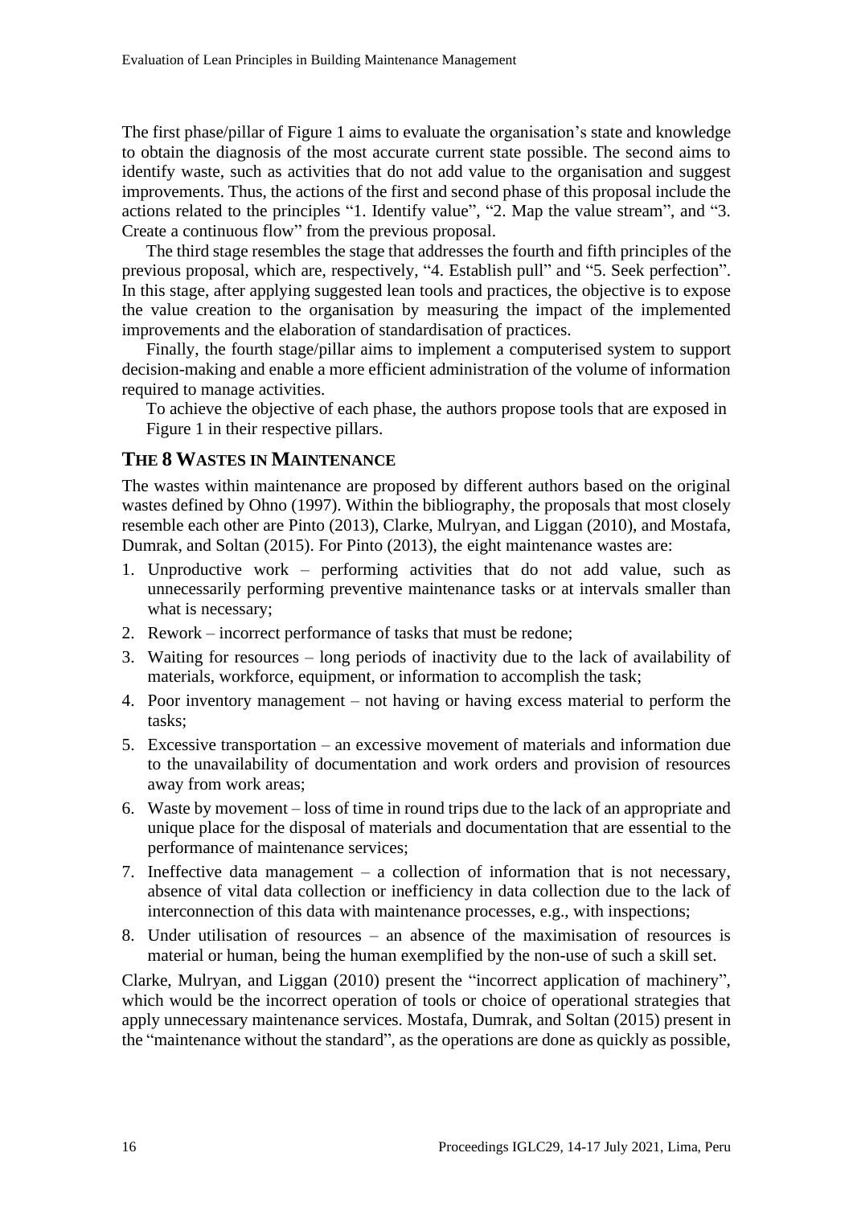The first phase/pillar of Figure 1 aims to evaluate the organisation's state and knowledge to obtain the diagnosis of the most accurate current state possible. The second aims to identify waste, such as activities that do not add value to the organisation and suggest improvements. Thus, the actions of the first and second phase of this proposal include the actions related to the principles "1. Identify value", "2. Map the value stream", and "3. Create a continuous flow" from the previous proposal.

The third stage resembles the stage that addresses the fourth and fifth principles of the previous proposal, which are, respectively, "4. Establish pull" and "5. Seek perfection". In this stage, after applying suggested lean tools and practices, the objective is to expose the value creation to the organisation by measuring the impact of the implemented improvements and the elaboration of standardisation of practices.

Finally, the fourth stage/pillar aims to implement a computerised system to support decision-making and enable a more efficient administration of the volume of information required to manage activities.

To achieve the objective of each phase, the authors propose tools that are exposed in Figure 1 in their respective pillars.

## THE 8 WASTES IN MAINTENANCE

The wastes within maintenance are proposed by different authors based on the original wastes defined by Ohno (1997). Within the bibliography, the proposals that most closely resemble each other are Pinto (2013), Clarke, Mulryan, and Liggan (2010), and Mostafa, Dumrak, and Soltan (2015). For Pinto (2013), the eight maintenance wastes are:

1. Unproductive work – performing activities that do not add value, such as unnecessarily performing preventive maintenance tasks or at intervals smaller than what is necessary;
2. Rework – incorrect performance of tasks that must be redone;
3. Waiting for resources – long periods of inactivity due to the lack of availability of materials, workforce, equipment, or information to accomplish the task;
4. Poor inventory management – not having or having excess material to perform the tasks;
5. Excessive transportation – an excessive movement of materials and information due to the unavailability of documentation and work orders and provision of resources away from work areas;
6. Waste by movement – loss of time in round trips due to the lack of an appropriate and unique place for the disposal of materials and documentation that are essential to the performance of maintenance services;
7. Ineffective data management – a collection of information that is not necessary, absence of vital data collection or inefficiency in data collection due to the lack of interconnection of this data with maintenance processes, e.g., with inspections;
8. Under utilisation of resources – an absence of the maximisation of resources is material or human, being the human exemplified by the non-use of such a skill set.

Clarke, Mulryan, and Liggan (2010) present the "incorrect application of machinery", which would be the incorrect operation of tools or choice of operational strategies that apply unnecessary maintenance services. Mostafa, Dumrak, and Soltan (2015) present in the "maintenance without the standard", as the operations are done as quickly as possible,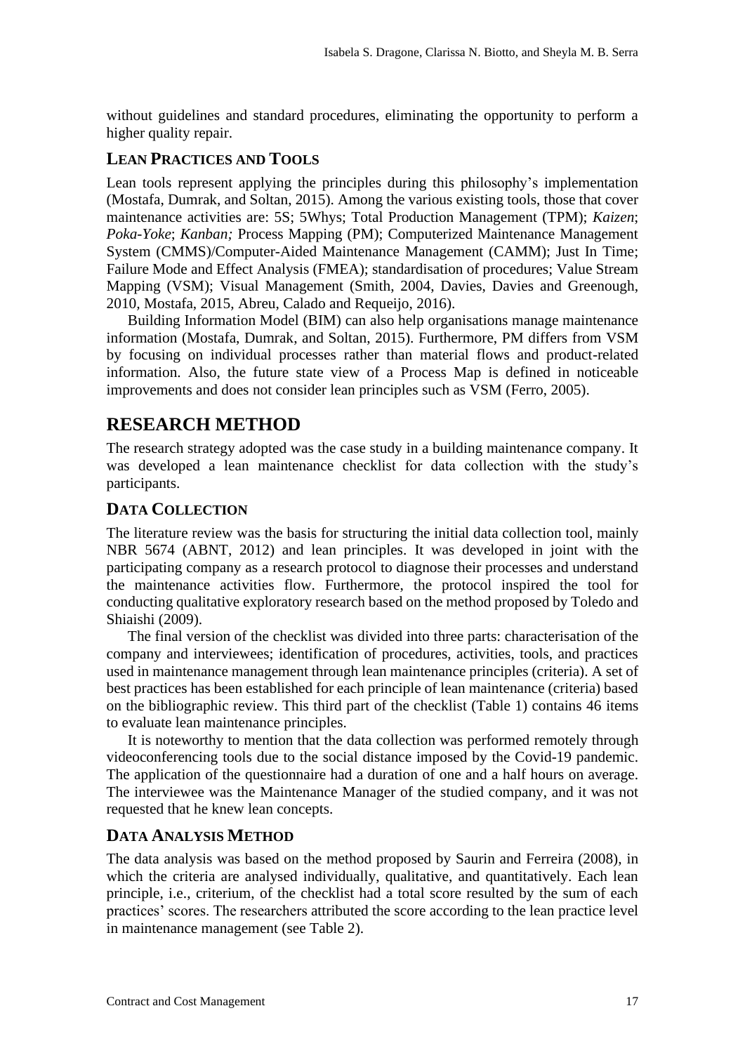without guidelines and standard procedures, eliminating the opportunity to perform a higher quality repair.

### LEAN PRACTICES AND TOOLS

Lean tools represent applying the principles during this philosophy's implementation (Mostafa, Dumrak, and Soltan, 2015). Among the various existing tools, those that cover maintenance activities are: 5S; 5Whys; Total Production Management (TPM); *Kaizen*; *Poka-Yoke*; *Kanban;* Process Mapping (PM); Computerized Maintenance Management System (CMMS)/Computer-Aided Maintenance Management (CAMM); Just In Time; Failure Mode and Effect Analysis (FMEA); standardisation of procedures; Value Stream Mapping (VSM); Visual Management (Smith, 2004, Davies, Davies and Greenough, 2010, Mostafa, 2015, Abreu, Calado and Requeijo, 2016).

Building Information Model (BIM) can also help organisations manage maintenance information (Mostafa, Dumrak, and Soltan, 2015). Furthermore, PM differs from VSM by focusing on individual processes rather than material flows and product-related information. Also, the future state view of a Process Map is defined in noticeable improvements and does not consider lean principles such as VSM (Ferro, 2005).

## RESEARCH METHOD

The research strategy adopted was the case study in a building maintenance company. It was developed a lean maintenance checklist for data collection with the study's participants.

### DATA COLLECTION

The literature review was the basis for structuring the initial data collection tool, mainly NBR 5674 (ABNT, 2012) and lean principles. It was developed in joint with the participating company as a research protocol to diagnose their processes and understand the maintenance activities flow. Furthermore, the protocol inspired the tool for conducting qualitative exploratory research based on the method proposed by Toledo and Shiaishi (2009).

The final version of the checklist was divided into three parts: characterisation of the company and interviewees; identification of procedures, activities, tools, and practices used in maintenance management through lean maintenance principles (criteria). A set of best practices has been established for each principle of lean maintenance (criteria) based on the bibliographic review. This third part of the checklist (Table 1) contains 46 items to evaluate lean maintenance principles.

It is noteworthy to mention that the data collection was performed remotely through videoconferencing tools due to the social distance imposed by the Covid-19 pandemic. The application of the questionnaire had a duration of one and a half hours on average. The interviewee was the Maintenance Manager of the studied company, and it was not requested that he knew lean concepts.

### DATA ANALYSIS METHOD

The data analysis was based on the method proposed by Saurin and Ferreira (2008), in which the criteria are analysed individually, qualitative, and quantitatively. Each lean principle, i.e., criterium, of the checklist had a total score resulted by the sum of each practices' scores. The researchers attributed the score according to the lean practice level in maintenance management (see Table 2).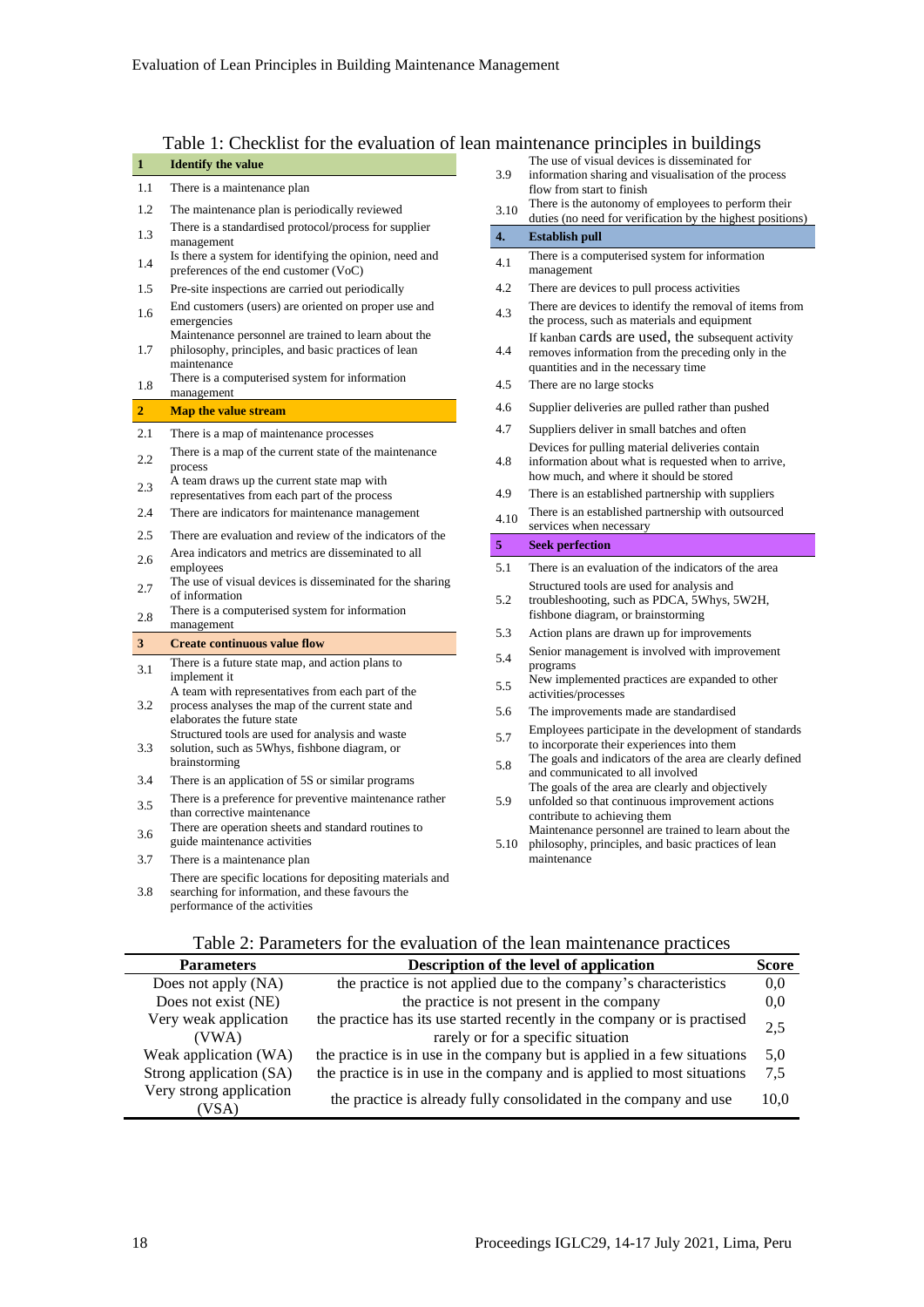Table 1: Checklist for the evaluation of lean maintenance principles in buildings

| | |
|---|---|
| **1** | **Identify the value** |
| 1.1 | There is a maintenance plan |
| 1.2 | The maintenance plan is periodically reviewed |
| 1.3 | There is a standardised protocol/process for supplier management |
| 1.4 | Is there a system for identifying the opinion, need and preferences of the end customer (VoC) |
| 1.5 | Pre-site inspections are carried out periodically |
| 1.6 | End customers (users) are oriented on proper use and emergencies |
| 1.7 | Maintenance personnel are trained to learn about the philosophy, principles, and basic practices of lean maintenance |
| 1.8 | There is a computerised system for information management |
| **2** | **Map the value stream** |
| 2.1 | There is a map of maintenance processes |
| 2.2 | There is a map of the current state of the maintenance process |
| 2.3 | A team draws up the current state map with representatives from each part of the process |
| 2.4 | There are indicators for maintenance management |
| 2.5 | There are evaluation and review of the indicators of the |
| 2.6 | Area indicators and metrics are disseminated to all employees |
| 2.7 | The use of visual devices is disseminated for the sharing of information |
| 2.8 | There is a computerised system for information management |
| **3** | **Create continuous value flow** |
| 3.1 | There is a future state map, and action plans to implement it |
| 3.2 | A team with representatives from each part of the process analyses the map of the current state and elaborates the future state |
| 3.3 | Structured tools are used for analysis and waste solution, such as 5Whys, fishbone diagram, or brainstorming |
| 3.4 | There is an application of 5S or similar programs |
| 3.5 | There is a preference for preventive maintenance rather than corrective maintenance |
| 3.6 | There are operation sheets and standard routines to guide maintenance activities |
| 3.7 | There is a maintenance plan |
| 3.8 | There are specific locations for depositing materials and searching for information, and these favours the performance of the activities |
| 3.9 | The use of visual devices is disseminated for information sharing and visualisation of the process flow from start to finish |
| 3.10 | There is the autonomy of employees to perform their duties (no need for verification by the highest positions) |
| **4.** | **Establish pull** |
| 4.1 | There is a computerised system for information management |
| 4.2 | There are devices to pull process activities |
| 4.3 | There are devices to identify the removal of items from the process, such as materials and equipment |
| 4.4 | If kanban cards are used, the subsequent activity removes information from the preceding only in the quantities and in the necessary time |
| 4.5 | There are no large stocks |
| 4.6 | Supplier deliveries are pulled rather than pushed |
| 4.7 | Suppliers deliver in small batches and often |
| 4.8 | Devices for pulling material deliveries contain information about what is requested when to arrive, how much, and where it should be stored |
| 4.9 | There is an established partnership with suppliers |
| 4.10 | There is an established partnership with outsourced services when necessary |
| **5** | **Seek perfection** |
| 5.1 | There is an evaluation of the indicators of the area |
| 5.2 | Structured tools are used for analysis and troubleshooting, such as PDCA, 5Whys, 5W2H, fishbone diagram, or brainstorming |
| 5.3 | Action plans are drawn up for improvements |
| 5.4 | Senior management is involved with improvement programs |
| 5.5 | New implemented practices are expanded to other activities/processes |
| 5.6 | The improvements made are standardised |
| 5.7 | Employees participate in the development of standards to incorporate their experiences into them |
| 5.8 | The goals and indicators of the area are clearly defined and communicated to all involved |
| 5.9 | The goals of the area are clearly and objectively unfolded so that continuous improvement actions contribute to achieving them |
| 5.10 | Maintenance personnel are trained to learn about the philosophy, principles, and basic practices of lean maintenance |

Table 2: Parameters for the evaluation of the lean maintenance practices

| Parameters | Description of the level of application | Score |
|---|---|---|
| Does not apply (NA) | the practice is not applied due to the company's characteristics | 0,0 |
| Does not exist (NE) | the practice is not present in the company | 0,0 |
| Very weak application (VWA) | the practice has its use started recently in the company or is practised rarely or for a specific situation | 2,5 |
| Weak application (WA) | the practice is in use in the company but is applied in a few situations | 5,0 |
| Strong application (SA) | the practice is in use in the company and is applied to most situations | 7,5 |
| Very strong application (VSA) | the practice is already fully consolidated in the company and use | 10,0 |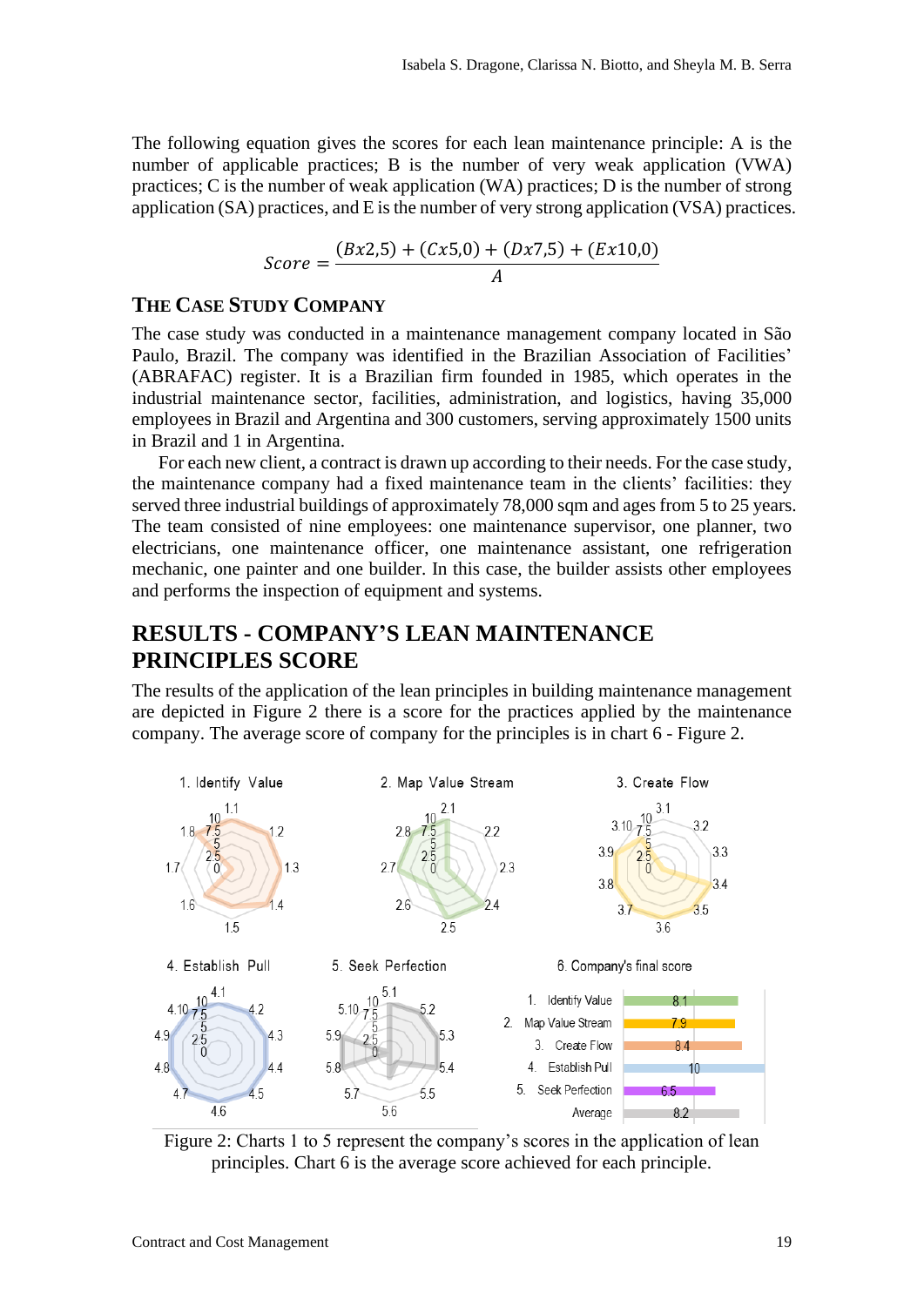The following equation gives the scores for each lean maintenance principle: A is the number of applicable practices; B is the number of very weak application (VWA) practices; C is the number of weak application (WA) practices; D is the number of strong application (SA) practices, and E is the number of very strong application (VSA) practices.

$$Score = \frac{(Bx2{,}5) + (Cx5{,}0) + (Dx7{,}5) + (Ex10{,}0)}{A}$$

### THE CASE STUDY COMPANY

The case study was conducted in a maintenance management company located in São Paulo, Brazil. The company was identified in the Brazilian Association of Facilities' (ABRAFAC) register. It is a Brazilian firm founded in 1985, which operates in the industrial maintenance sector, facilities, administration, and logistics, having 35,000 employees in Brazil and Argentina and 300 customers, serving approximately 1500 units in Brazil and 1 in Argentina.

For each new client, a contract is drawn up according to their needs. For the case study, the maintenance company had a fixed maintenance team in the clients' facilities: they served three industrial buildings of approximately 78,000 sqm and ages from 5 to 25 years. The team consisted of nine employees: one maintenance supervisor, one planner, two electricians, one maintenance officer, one maintenance assistant, one refrigeration mechanic, one painter and one builder. In this case, the builder assists other employees and performs the inspection of equipment and systems.

## RESULTS - COMPANY'S LEAN MAINTENANCE PRINCIPLES SCORE

The results of the application of the lean principles in building maintenance management are depicted in Figure 2 there is a score for the practices applied by the maintenance company. The average score of company for the principles is in chart 6 - Figure 2.

6. Company's final score

| Principle | Score |
|---|---|
| 1. Identify Value | 8.1 |
| 2. Map Value Stream | 7.9 |
| 3. Create Flow | 8.4 |
| 4. Establish Pull | 10 |
| 5. Seek Perfection | 6.5 |
| Average | 8.2 |

Figure 2: Charts 1 to 5 represent the company's scores in the application of lean principles. Chart 6 is the average score achieved for each principle.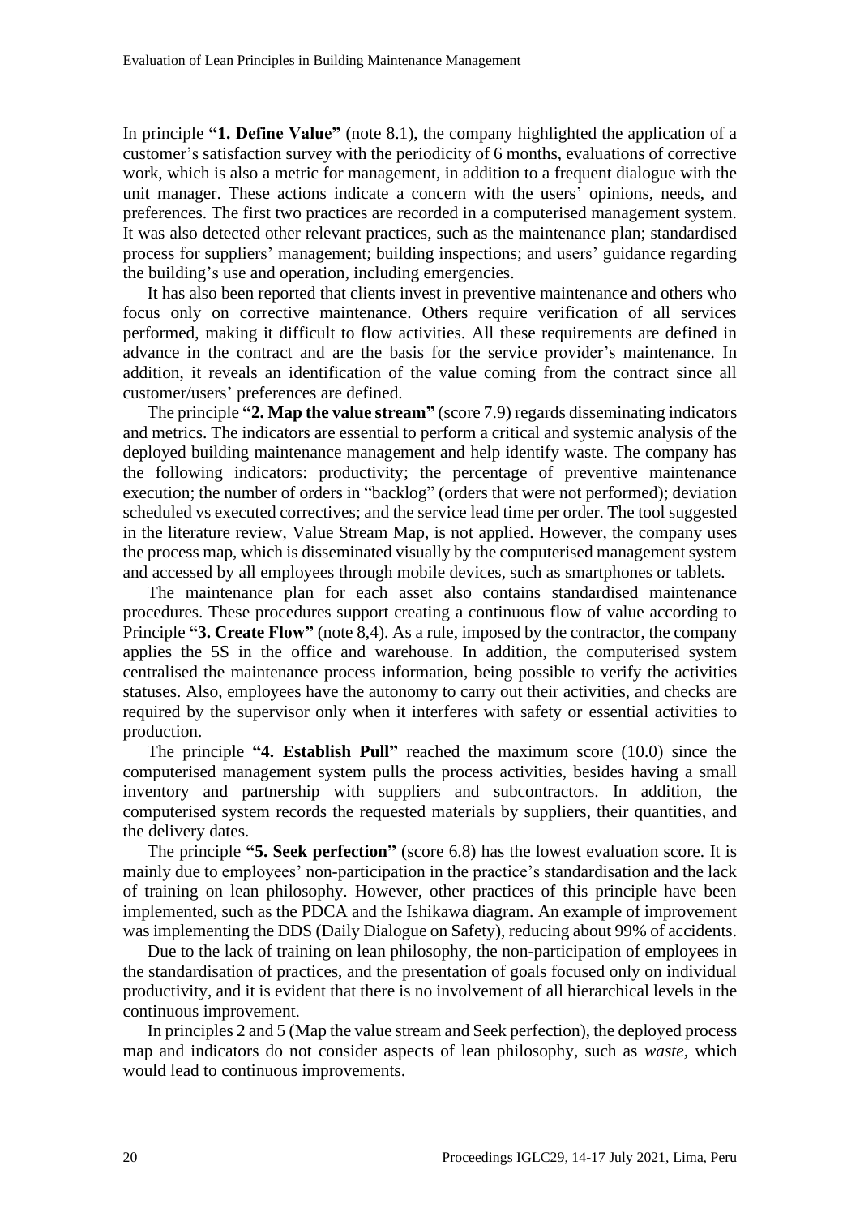In principle **"1. Define Value"** (note 8.1), the company highlighted the application of a customer's satisfaction survey with the periodicity of 6 months, evaluations of corrective work, which is also a metric for management, in addition to a frequent dialogue with the unit manager. These actions indicate a concern with the users' opinions, needs, and preferences. The first two practices are recorded in a computerised management system. It was also detected other relevant practices, such as the maintenance plan; standardised process for suppliers' management; building inspections; and users' guidance regarding the building's use and operation, including emergencies.

It has also been reported that clients invest in preventive maintenance and others who focus only on corrective maintenance. Others require verification of all services performed, making it difficult to flow activities. All these requirements are defined in advance in the contract and are the basis for the service provider's maintenance. In addition, it reveals an identification of the value coming from the contract since all customer/users' preferences are defined.

The principle **"2. Map the value stream"** (score 7.9) regards disseminating indicators and metrics. The indicators are essential to perform a critical and systemic analysis of the deployed building maintenance management and help identify waste. The company has the following indicators: productivity; the percentage of preventive maintenance execution; the number of orders in "backlog" (orders that were not performed); deviation scheduled vs executed correctives; and the service lead time per order. The tool suggested in the literature review, Value Stream Map, is not applied. However, the company uses the process map, which is disseminated visually by the computerised management system and accessed by all employees through mobile devices, such as smartphones or tablets.

The maintenance plan for each asset also contains standardised maintenance procedures. These procedures support creating a continuous flow of value according to Principle **"3. Create Flow"** (note 8,4). As a rule, imposed by the contractor, the company applies the 5S in the office and warehouse. In addition, the computerised system centralised the maintenance process information, being possible to verify the activities statuses. Also, employees have the autonomy to carry out their activities, and checks are required by the supervisor only when it interferes with safety or essential activities to production.

The principle **"4. Establish Pull"** reached the maximum score (10.0) since the computerised management system pulls the process activities, besides having a small inventory and partnership with suppliers and subcontractors. In addition, the computerised system records the requested materials by suppliers, their quantities, and the delivery dates.

The principle **"5. Seek perfection"** (score 6.8) has the lowest evaluation score. It is mainly due to employees' non-participation in the practice's standardisation and the lack of training on lean philosophy. However, other practices of this principle have been implemented, such as the PDCA and the Ishikawa diagram. An example of improvement was implementing the DDS (Daily Dialogue on Safety), reducing about 99% of accidents.

Due to the lack of training on lean philosophy, the non-participation of employees in the standardisation of practices, and the presentation of goals focused only on individual productivity, and it is evident that there is no involvement of all hierarchical levels in the continuous improvement.

In principles 2 and 5 (Map the value stream and Seek perfection), the deployed process map and indicators do not consider aspects of lean philosophy, such as *waste*, which would lead to continuous improvements.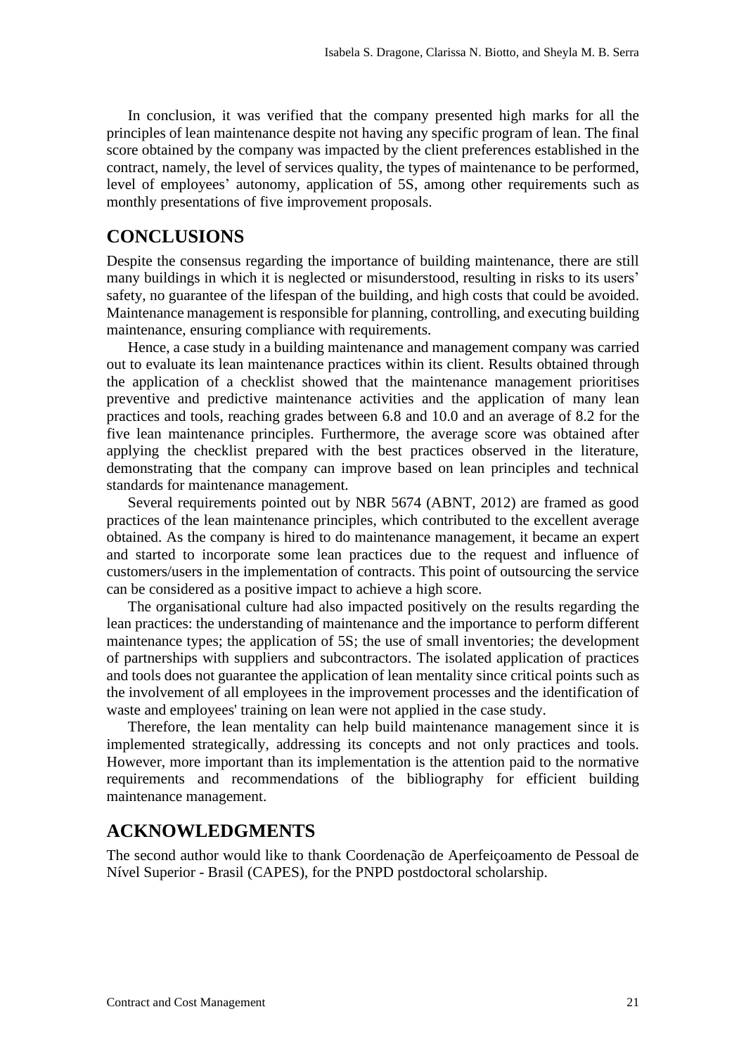In conclusion, it was verified that the company presented high marks for all the principles of lean maintenance despite not having any specific program of lean. The final score obtained by the company was impacted by the client preferences established in the contract, namely, the level of services quality, the types of maintenance to be performed, level of employees' autonomy, application of 5S, among other requirements such as monthly presentations of five improvement proposals.

## CONCLUSIONS

Despite the consensus regarding the importance of building maintenance, there are still many buildings in which it is neglected or misunderstood, resulting in risks to its users' safety, no guarantee of the lifespan of the building, and high costs that could be avoided. Maintenance management is responsible for planning, controlling, and executing building maintenance, ensuring compliance with requirements.

Hence, a case study in a building maintenance and management company was carried out to evaluate its lean maintenance practices within its client. Results obtained through the application of a checklist showed that the maintenance management prioritises preventive and predictive maintenance activities and the application of many lean practices and tools, reaching grades between 6.8 and 10.0 and an average of 8.2 for the five lean maintenance principles. Furthermore, the average score was obtained after applying the checklist prepared with the best practices observed in the literature, demonstrating that the company can improve based on lean principles and technical standards for maintenance management.

Several requirements pointed out by NBR 5674 (ABNT, 2012) are framed as good practices of the lean maintenance principles, which contributed to the excellent average obtained. As the company is hired to do maintenance management, it became an expert and started to incorporate some lean practices due to the request and influence of customers/users in the implementation of contracts. This point of outsourcing the service can be considered as a positive impact to achieve a high score.

The organisational culture had also impacted positively on the results regarding the lean practices: the understanding of maintenance and the importance to perform different maintenance types; the application of 5S; the use of small inventories; the development of partnerships with suppliers and subcontractors. The isolated application of practices and tools does not guarantee the application of lean mentality since critical points such as the involvement of all employees in the improvement processes and the identification of waste and employees' training on lean were not applied in the case study.

Therefore, the lean mentality can help build maintenance management since it is implemented strategically, addressing its concepts and not only practices and tools. However, more important than its implementation is the attention paid to the normative requirements and recommendations of the bibliography for efficient building maintenance management.

## ACKNOWLEDGMENTS

The second author would like to thank Coordenação de Aperfeiçoamento de Pessoal de Nível Superior - Brasil (CAPES), for the PNPD postdoctoral scholarship.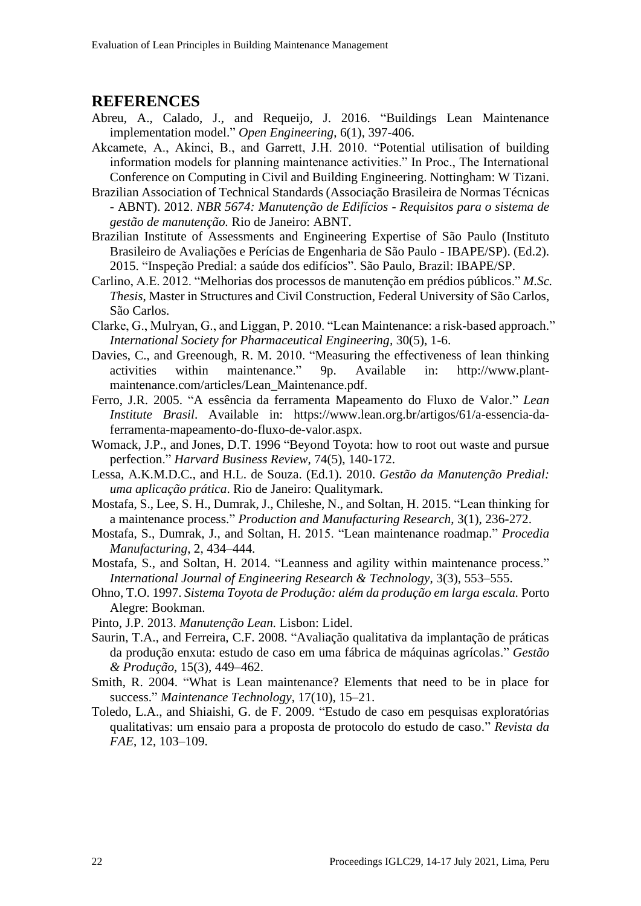## REFERENCES

Abreu, A., Calado, J., and Requeijo, J. 2016. "Buildings Lean Maintenance implementation model." *Open Engineering*, 6(1), 397-406.

Akcamete, A., Akinci, B., and Garrett, J.H. 2010. "Potential utilisation of building information models for planning maintenance activities." In Proc., The International Conference on Computing in Civil and Building Engineering. Nottingham: W Tizani.

Brazilian Association of Technical Standards (Associação Brasileira de Normas Técnicas - ABNT). 2012. *NBR 5674: Manutenção de Edifícios - Requisitos para o sistema de gestão de manutenção.* Rio de Janeiro: ABNT.

Brazilian Institute of Assessments and Engineering Expertise of São Paulo (Instituto Brasileiro de Avaliações e Perícias de Engenharia de São Paulo - IBAPE/SP). (Ed.2). 2015. "Inspeção Predial: a saúde dos edifícios". São Paulo, Brazil: IBAPE/SP.

Carlino, A.E. 2012. "Melhorias dos processos de manutenção em prédios públicos." *M.Sc. Thesis*, Master in Structures and Civil Construction, Federal University of São Carlos, São Carlos.

Clarke, G., Mulryan, G., and Liggan, P. 2010. "Lean Maintenance: a risk-based approach." *International Society for Pharmaceutical Engineering*, 30(5), 1-6.

Davies, C., and Greenough, R. M. 2010. "Measuring the effectiveness of lean thinking activities within maintenance." 9p. Available in: http://www.plant-maintenance.com/articles/Lean_Maintenance.pdf.

Ferro, J.R. 2005. "A essência da ferramenta Mapeamento do Fluxo de Valor." *Lean Institute Brasil*. Available in: https://www.lean.org.br/artigos/61/a-essencia-da-ferramenta-mapeamento-do-fluxo-de-valor.aspx.

Womack, J.P., and Jones, D.T. 1996 "Beyond Toyota: how to root out waste and pursue perfection." *Harvard Business Review*, 74(5), 140-172.

Lessa, A.K.M.D.C., and H.L. de Souza. (Ed.1). 2010. *Gestão da Manutenção Predial: uma aplicação prática*. Rio de Janeiro: Qualitymark.

Mostafa, S., Lee, S. H., Dumrak, J., Chileshe, N., and Soltan, H. 2015. "Lean thinking for a maintenance process." *Production and Manufacturing Research*, 3(1), 236-272.

Mostafa, S., Dumrak, J., and Soltan, H. 2015. "Lean maintenance roadmap." *Procedia Manufacturing*, 2, 434–444.

Mostafa, S., and Soltan, H. 2014. "Leanness and agility within maintenance process." *International Journal of Engineering Research & Technology*, 3(3), 553–555.

Ohno, T.O. 1997. *Sistema Toyota de Produção: além da produção em larga escala.* Porto Alegre: Bookman.

Pinto, J.P. 2013. *Manutenção Lean.* Lisbon: Lidel.

Saurin, T.A., and Ferreira, C.F. 2008. "Avaliação qualitativa da implantação de práticas da produção enxuta: estudo de caso em uma fábrica de máquinas agrícolas." *Gestão & Produção*, 15(3), 449–462.

Smith, R. 2004. "What is Lean maintenance? Elements that need to be in place for success." *Maintenance Technology*, 17(10), 15–21.

Toledo, L.A., and Shiaishi, G. de F. 2009. "Estudo de caso em pesquisas exploratórias qualitativas: um ensaio para a proposta de protocolo do estudo de caso." *Revista da FAE*, 12, 103–109.